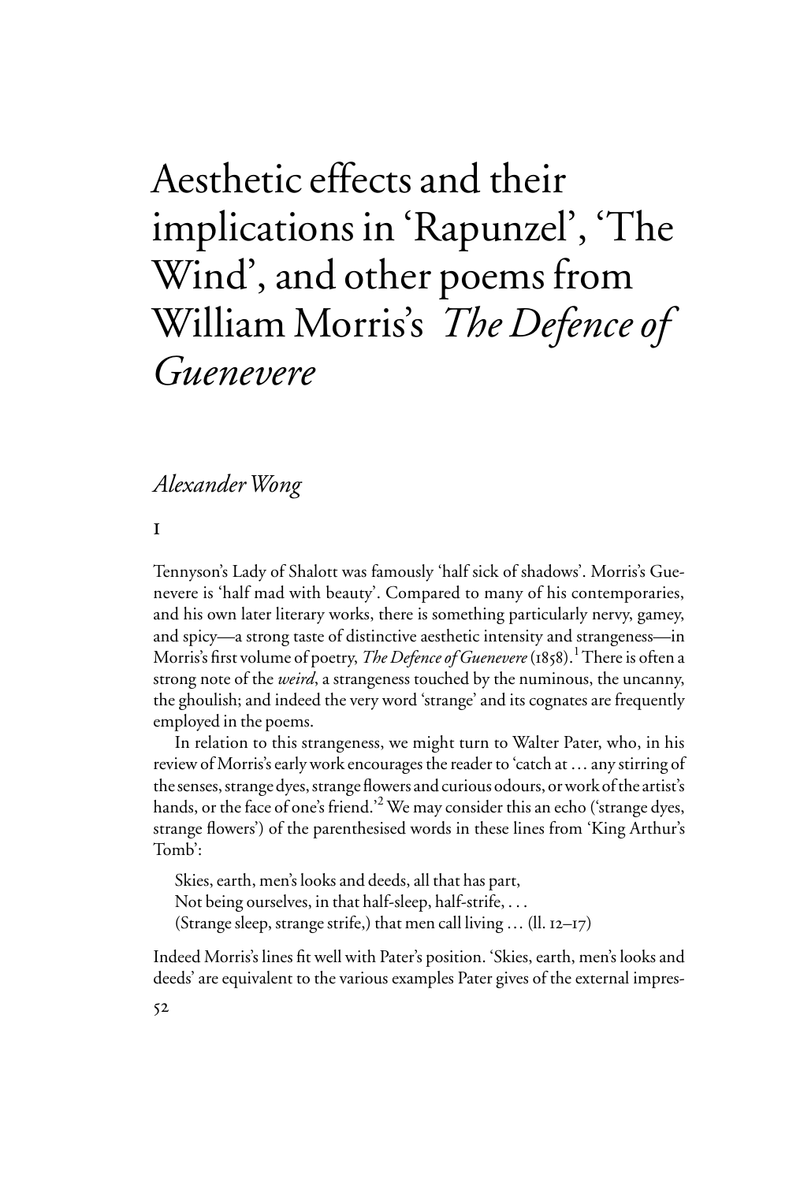# Aesthetic effects and their implications in 'Rapunzel', 'The Wind', and other poems from William Morris's *The Defence of Guenevere*

*Alexander Wong*

## I

Tennyson's Lady of Shalott was famously 'half sick of shadows'. Morris's Guenevere is 'half mad with beauty'. Compared to many of his contemporaries, and his own later literary works, there is something particularly nervy, gamey, and spicy—a strong taste of distinctive aesthetic intensity and strangeness—in Morris's first volume of poetry, *The Defence of Guenevere* (1858).[1] There is often a strong note of the *weird*, a strangeness touched by the numinous, the uncanny, the ghoulish; and indeed the very word 'strange' and its cognates are frequently employed in the poems.

In relation to this strangeness, we might turn to Walter Pater, who, in his review of Morris's early work encourages the reader to 'catch at … any stirring of the senses, strange dyes, strange flowers and curious odours, or work of the artist's hands, or the face of one's friend.'[2] We may consider this an echo ('strange dyes, strange flowers') of the parenthesised words in these lines from 'King Arthur's Tomb':

> Skies, earth, men's looks and deeds, all that has part,
> Not being ourselves, in that half-sleep, half-strife, . . .
> (Strange sleep, strange strife,) that men call living … (ll. 12–17)

Indeed Morris's lines fit well with Pater's position. 'Skies, earth, men's looks and deeds' are equivalent to the various examples Pater gives of the external impres-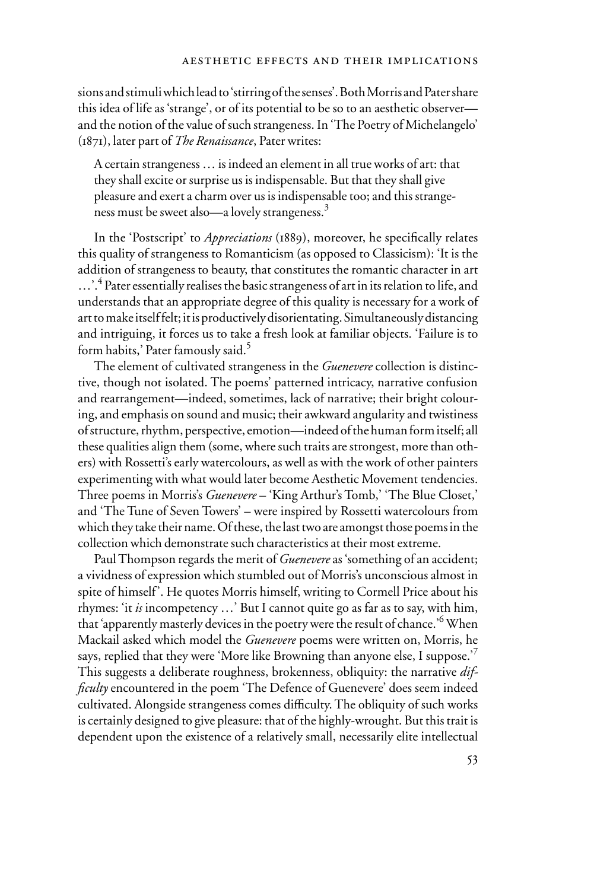sions and stimuli which lead to 'stirring of the senses'. Both Morris and Pater share this idea of life as 'strange', or of its potential to be so to an aesthetic observer—and the notion of the value of such strangeness. In 'The Poetry of Michelangelo' (1871), later part of *The Renaissance*, Pater writes:

> A certain strangeness … is indeed an element in all true works of art: that they shall excite or surprise us is indispensable. But that they shall give pleasure and exert a charm over us is indispensable too; and this strangeness must be sweet also—a lovely strangeness.[3]

In the 'Postscript' to *Appreciations* (1889), moreover, he specifically relates this quality of strangeness to Romanticism (as opposed to Classicism): 'It is the addition of strangeness to beauty, that constitutes the romantic character in art …'.[4] Pater essentially realises the basic strangeness of art in its relation to life, and understands that an appropriate degree of this quality is necessary for a work of art to make itself felt; it is productively disorientating. Simultaneously distancing and intriguing, it forces us to take a fresh look at familiar objects. 'Failure is to form habits,' Pater famously said.[5]

The element of cultivated strangeness in the *Guenevere* collection is distinctive, though not isolated. The poems' patterned intricacy, narrative confusion and rearrangement—indeed, sometimes, lack of narrative; their bright colouring, and emphasis on sound and music; their awkward angularity and twistiness of structure, rhythm, perspective, emotion—indeed of the human form itself; all these qualities align them (some, where such traits are strongest, more than others) with Rossetti's early watercolours, as well as with the work of other painters experimenting with what would later become Aesthetic Movement tendencies. Three poems in Morris's *Guenevere* – 'King Arthur's Tomb,' 'The Blue Closet,' and 'The Tune of Seven Towers' – were inspired by Rossetti watercolours from which they take their name. Of these, the last two are amongst those poems in the collection which demonstrate such characteristics at their most extreme.

Paul Thompson regards the merit of *Guenevere* as 'something of an accident; a vividness of expression which stumbled out of Morris's unconscious almost in spite of himself'. He quotes Morris himself, writing to Cormell Price about his rhymes: 'it *is* incompetency …' But I cannot quite go as far as to say, with him, that 'apparently masterly devices in the poetry were the result of chance.'[6] When Mackail asked which model the *Guenevere* poems were written on, Morris, he says, replied that they were 'More like Browning than anyone else, I suppose.'[7] This suggests a deliberate roughness, brokenness, obliquity: the narrative *difficulty* encountered in the poem 'The Defence of Guenevere' does seem indeed cultivated. Alongside strangeness comes difficulty. The obliquity of such works is certainly designed to give pleasure: that of the highly-wrought. But this trait is dependent upon the existence of a relatively small, necessarily elite intellectual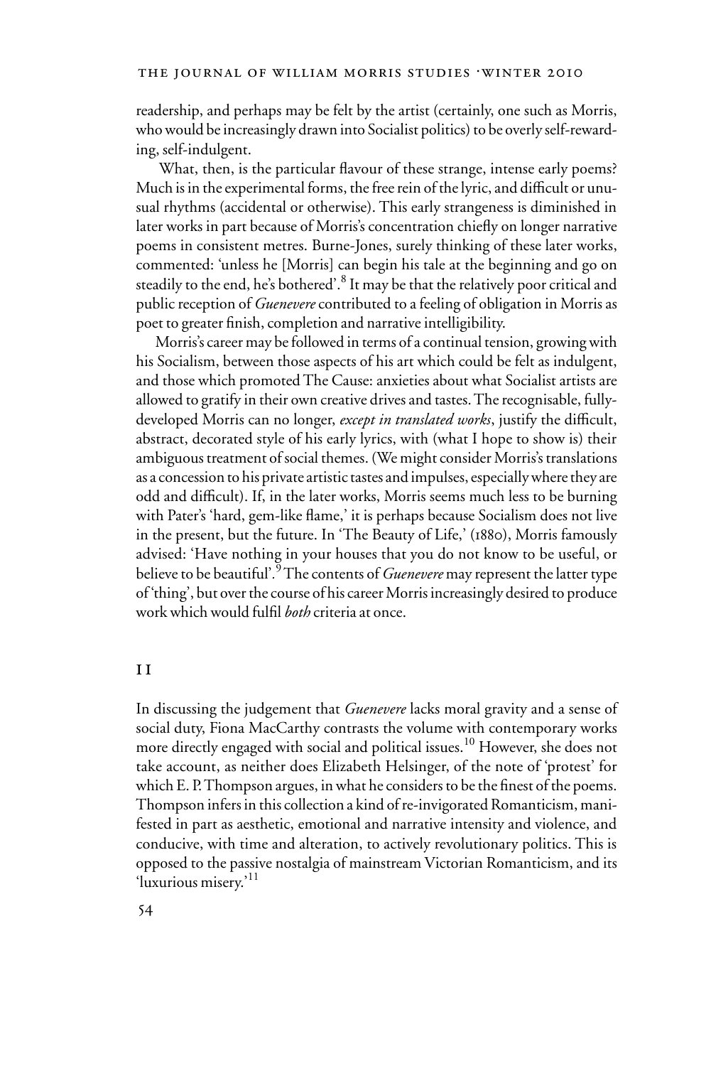readership, and perhaps may be felt by the artist (certainly, one such as Morris, who would be increasingly drawn into Socialist politics) to be overly self-rewarding, self-indulgent.

What, then, is the particular flavour of these strange, intense early poems? Much is in the experimental forms, the free rein of the lyric, and difficult or unusual rhythms (accidental or otherwise). This early strangeness is diminished in later works in part because of Morris's concentration chiefly on longer narrative poems in consistent metres. Burne-Jones, surely thinking of these later works, commented: 'unless he [Morris] can begin his tale at the beginning and go on steadily to the end, he's bothered'.[8] It may be that the relatively poor critical and public reception of *Guenevere* contributed to a feeling of obligation in Morris as poet to greater finish, completion and narrative intelligibility.

Morris's career may be followed in terms of a continual tension, growing with his Socialism, between those aspects of his art which could be felt as indulgent, and those which promoted The Cause: anxieties about what Socialist artists are allowed to gratify in their own creative drives and tastes. The recognisable, fully-developed Morris can no longer, *except in translated works*, justify the difficult, abstract, decorated style of his early lyrics, with (what I hope to show is) their ambiguous treatment of social themes. (We might consider Morris's translations as a concession to his private artistic tastes and impulses, especially where they are odd and difficult). If, in the later works, Morris seems much less to be burning with Pater's 'hard, gem-like flame,' it is perhaps because Socialism does not live in the present, but the future. In 'The Beauty of Life,' (1880), Morris famously advised: 'Have nothing in your houses that you do not know to be useful, or believe to be beautiful'.[9] The contents of *Guenevere* may represent the latter type of 'thing', but over the course of his career Morris increasingly desired to produce work which would fulfil *both* criteria at once.

## II

In discussing the judgement that *Guenevere* lacks moral gravity and a sense of social duty, Fiona MacCarthy contrasts the volume with contemporary works more directly engaged with social and political issues.[10] However, she does not take account, as neither does Elizabeth Helsinger, of the note of 'protest' for which E. P. Thompson argues, in what he considers to be the finest of the poems. Thompson infers in this collection a kind of re-invigorated Romanticism, manifested in part as aesthetic, emotional and narrative intensity and violence, and conducive, with time and alteration, to actively revolutionary politics. This is opposed to the passive nostalgia of mainstream Victorian Romanticism, and its 'luxurious misery.'[11]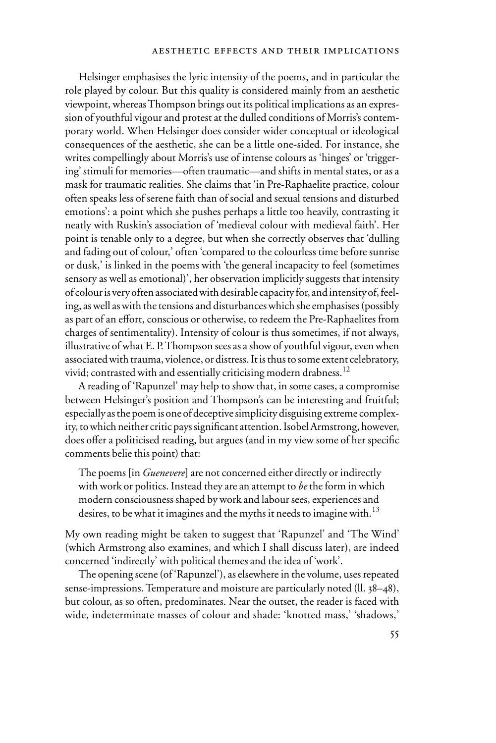Helsinger emphasises the lyric intensity of the poems, and in particular the role played by colour. But this quality is considered mainly from an aesthetic viewpoint, whereas Thompson brings out its political implications as an expression of youthful vigour and protest at the dulled conditions of Morris's contemporary world. When Helsinger does consider wider conceptual or ideological consequences of the aesthetic, she can be a little one-sided. For instance, she writes compellingly about Morris's use of intense colours as 'hinges' or 'triggering' stimuli for memories—often traumatic—and shifts in mental states, or as a mask for traumatic realities. She claims that 'in Pre-Raphaelite practice, colour often speaks less of serene faith than of social and sexual tensions and disturbed emotions': a point which she pushes perhaps a little too heavily, contrasting it neatly with Ruskin's association of 'medieval colour with medieval faith'. Her point is tenable only to a degree, but when she correctly observes that 'dulling and fading out of colour,' often 'compared to the colourless time before sunrise or dusk,' is linked in the poems with 'the general incapacity to feel (sometimes sensory as well as emotional)', her observation implicitly suggests that intensity of colour is very often associated with desirable capacity for, and intensity of, feeling, as well as with the tensions and disturbances which she emphasises (possibly as part of an effort, conscious or otherwise, to redeem the Pre-Raphaelites from charges of sentimentality). Intensity of colour is thus sometimes, if not always, illustrative of what E. P. Thompson sees as a show of youthful vigour, even when associated with trauma, violence, or distress. It is thus to some extent celebratory, vivid; contrasted with and essentially criticising modern drabness.[12]

A reading of 'Rapunzel' may help to show that, in some cases, a compromise between Helsinger's position and Thompson's can be interesting and fruitful; especially as the poem is one of deceptive simplicity disguising extreme complexity, to which neither critic pays significant attention. Isobel Armstrong, however, does offer a politicised reading, but argues (and in my view some of her specific comments belie this point) that:

> The poems [in *Guenevere*] are not concerned either directly or indirectly with work or politics. Instead they are an attempt to *be* the form in which modern consciousness shaped by work and labour sees, experiences and desires, to be what it imagines and the myths it needs to imagine with.[13]

My own reading might be taken to suggest that 'Rapunzel' and 'The Wind' (which Armstrong also examines, and which I shall discuss later), are indeed concerned 'indirectly' with political themes and the idea of 'work'.

The opening scene (of 'Rapunzel'), as elsewhere in the volume, uses repeated sense-impressions. Temperature and moisture are particularly noted (ll. 38–48), but colour, as so often, predominates. Near the outset, the reader is faced with wide, indeterminate masses of colour and shade: 'knotted mass,' 'shadows,'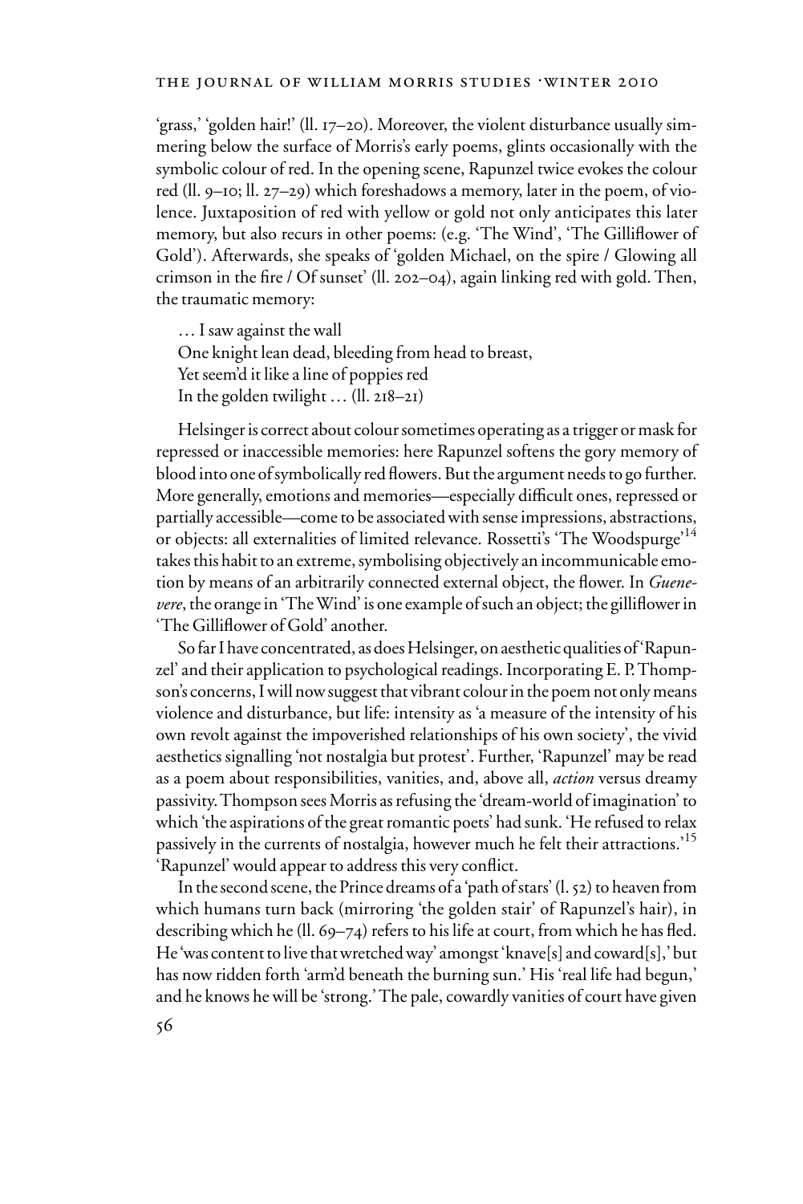'grass,' 'golden hair!' (ll. 17–20). Moreover, the violent disturbance usually simmering below the surface of Morris's early poems, glints occasionally with the symbolic colour of red. In the opening scene, Rapunzel twice evokes the colour red (ll. 9–10; ll. 27–29) which foreshadows a memory, later in the poem, of violence. Juxtaposition of red with yellow or gold not only anticipates this later memory, but also recurs in other poems: (e.g. 'The Wind', 'The Gilliflower of Gold'). Afterwards, she speaks of 'golden Michael, on the spire / Glowing all crimson in the fire / Of sunset' (ll. 202–04), again linking red with gold. Then, the traumatic memory:

> … I saw against the wall
> One knight lean dead, bleeding from head to breast,
> Yet seem'd it like a line of poppies red
> In the golden twilight … (ll. 218–21)

Helsinger is correct about colour sometimes operating as a trigger or mask for repressed or inaccessible memories: here Rapunzel softens the gory memory of blood into one of symbolically red flowers. But the argument needs to go further. More generally, emotions and memories—especially difficult ones, repressed or partially accessible—come to be associated with sense impressions, abstractions, or objects: all externalities of limited relevance. Rossetti's 'The Woodspurge'[14] takes this habit to an extreme, symbolising objectively an incommunicable emotion by means of an arbitrarily connected external object, the flower. In *Guenevere*, the orange in 'The Wind' is one example of such an object; the gilliflower in 'The Gilliflower of Gold' another.

So far I have concentrated, as does Helsinger, on aesthetic qualities of 'Rapunzel' and their application to psychological readings. Incorporating E. P. Thompson's concerns, I will now suggest that vibrant colour in the poem not only means violence and disturbance, but life: intensity as 'a measure of the intensity of his own revolt against the impoverished relationships of his own society', the vivid aesthetics signalling 'not nostalgia but protest'. Further, 'Rapunzel' may be read as a poem about responsibilities, vanities, and, above all, *action* versus dreamy passivity. Thompson sees Morris as refusing the 'dream-world of imagination' to which 'the aspirations of the great romantic poets' had sunk. 'He refused to relax passively in the currents of nostalgia, however much he felt their attractions.'[15] 'Rapunzel' would appear to address this very conflict.

In the second scene, the Prince dreams of a 'path of stars' (l. 52) to heaven from which humans turn back (mirroring 'the golden stair' of Rapunzel's hair), in describing which he (ll. 69–74) refers to his life at court, from which he has fled. He 'was content to live that wretched way' amongst 'knave[s] and coward[s],' but has now ridden forth 'arm'd beneath the burning sun.' His 'real life had begun,' and he knows he will be 'strong.' The pale, cowardly vanities of court have given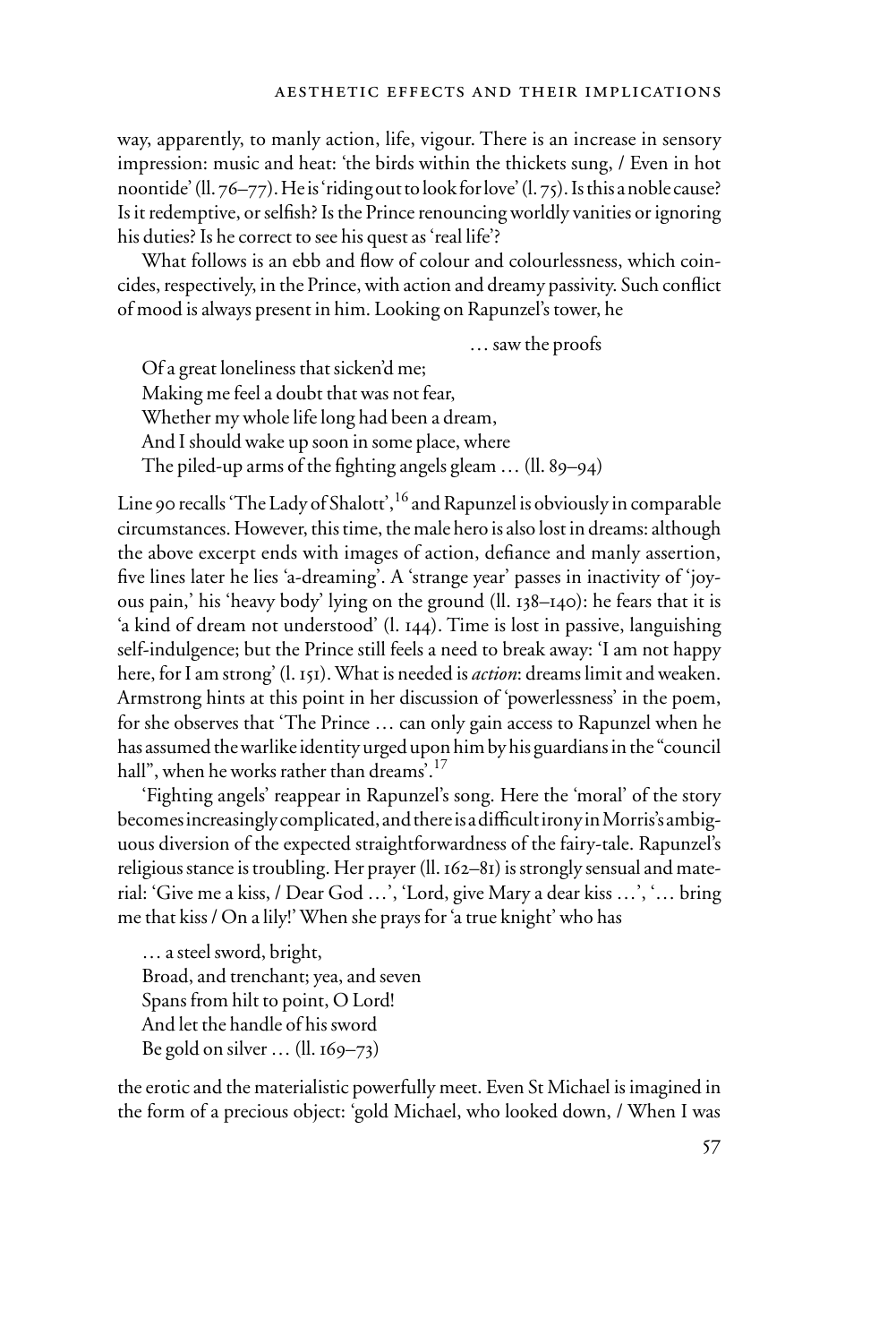way, apparently, to manly action, life, vigour. There is an increase in sensory impression: music and heat: 'the birds within the thickets sung, / Even in hot noontide' (ll. 76–77). He is 'riding out to look for love' (l. 75). Is this a noble cause? Is it redemptive, or selfish? Is the Prince renouncing worldly vanities or ignoring his duties? Is he correct to see his quest as 'real life'?

What follows is an ebb and flow of colour and colourlessness, which coincides, respectively, in the Prince, with action and dreamy passivity. Such conflict of mood is always present in him. Looking on Rapunzel's tower, he

> … saw the proofs
>
> Of a great loneliness that sicken'd me;
> Making me feel a doubt that was not fear,
> Whether my whole life long had been a dream,
> And I should wake up soon in some place, where
> The piled-up arms of the fighting angels gleam … (ll. 89–94)

Line 90 recalls 'The Lady of Shalott',[16] and Rapunzel is obviously in comparable circumstances. However, this time, the male hero is also lost in dreams: although the above excerpt ends with images of action, defiance and manly assertion, five lines later he lies 'a-dreaming'. A 'strange year' passes in inactivity of 'joyous pain,' his 'heavy body' lying on the ground (ll. 138–140): he fears that it is 'a kind of dream not understood' (l. 144). Time is lost in passive, languishing self-indulgence; but the Prince still feels a need to break away: 'I am not happy here, for I am strong' (l. 151). What is needed is *action*: dreams limit and weaken. Armstrong hints at this point in her discussion of 'powerlessness' in the poem, for she observes that 'The Prince … can only gain access to Rapunzel when he has assumed the warlike identity urged upon him by his guardians in the "council hall", when he works rather than dreams'.[17]

'Fighting angels' reappear in Rapunzel's song. Here the 'moral' of the story becomes increasingly complicated, and there is a difficult irony in Morris's ambiguous diversion of the expected straightforwardness of the fairy-tale. Rapunzel's religious stance is troubling. Her prayer (ll. 162–81) is strongly sensual and material: 'Give me a kiss, / Dear God …', 'Lord, give Mary a dear kiss …', '… bring me that kiss / On a lily!' When she prays for 'a true knight' who has

> … a steel sword, bright,
> Broad, and trenchant; yea, and seven
> Spans from hilt to point, O Lord!
> And let the handle of his sword
> Be gold on silver … (ll. 169–73)

the erotic and the materialistic powerfully meet. Even St Michael is imagined in the form of a precious object: 'gold Michael, who looked down, / When I was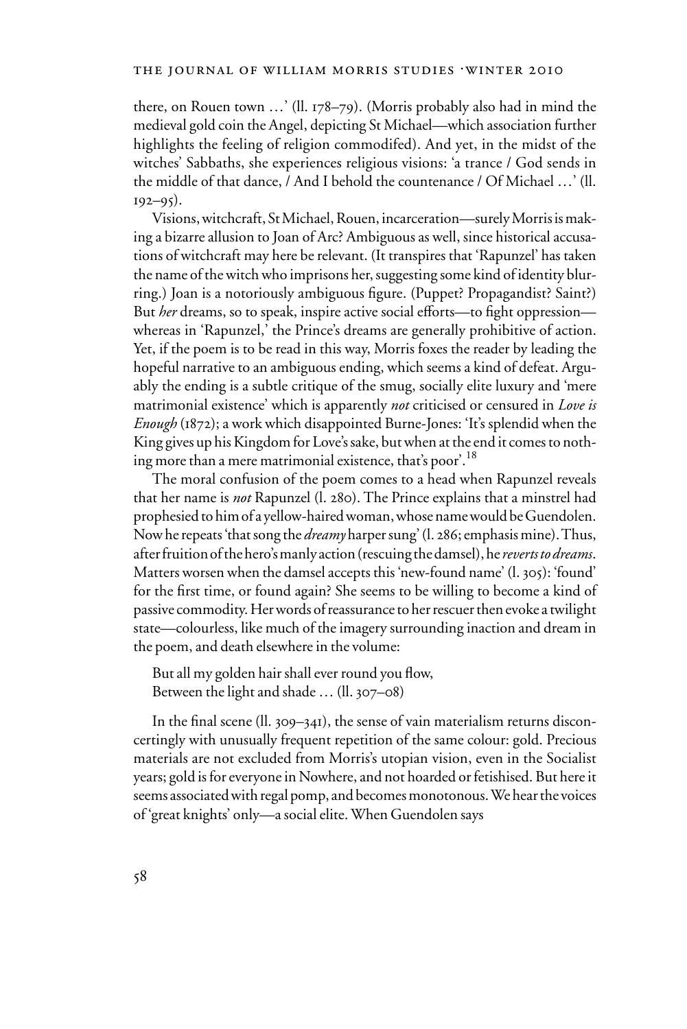there, on Rouen town …' (ll. 178–79). (Morris probably also had in mind the medieval gold coin the Angel, depicting St Michael—which association further highlights the feeling of religion commodifed). And yet, in the midst of the witches' Sabbaths, she experiences religious visions: 'a trance / God sends in the middle of that dance, / And I behold the countenance / Of Michael …' (ll. 192–95).

Visions, witchcraft, St Michael, Rouen, incarceration—surely Morris is making a bizarre allusion to Joan of Arc? Ambiguous as well, since historical accusations of witchcraft may here be relevant. (It transpires that 'Rapunzel' has taken the name of the witch who imprisons her, suggesting some kind of identity blurring.) Joan is a notoriously ambiguous figure. (Puppet? Propagandist? Saint?) But *her* dreams, so to speak, inspire active social efforts—to fight oppression—whereas in 'Rapunzel,' the Prince's dreams are generally prohibitive of action. Yet, if the poem is to be read in this way, Morris foxes the reader by leading the hopeful narrative to an ambiguous ending, which seems a kind of defeat. Arguably the ending is a subtle critique of the smug, socially elite luxury and 'mere matrimonial existence' which is apparently *not* criticised or censured in *Love is Enough* (1872); a work which disappointed Burne-Jones: 'It's splendid when the King gives up his Kingdom for Love's sake, but when at the end it comes to nothing more than a mere matrimonial existence, that's poor'.[18]

The moral confusion of the poem comes to a head when Rapunzel reveals that her name is *not* Rapunzel (l. 280). The Prince explains that a minstrel had prophesied to him of a yellow-haired woman, whose name would be Guendolen. Now he repeats 'that song the *dreamy* harper sung' (l. 286; emphasis mine). Thus, after fruition of the hero's manly action (rescuing the damsel), he *reverts to dreams*. Matters worsen when the damsel accepts this 'new-found name' (l. 305): 'found' for the first time, or found again? She seems to be willing to become a kind of passive commodity. Her words of reassurance to her rescuer then evoke a twilight state—colourless, like much of the imagery surrounding inaction and dream in the poem, and death elsewhere in the volume:

> But all my golden hair shall ever round you flow,
> Between the light and shade … (ll. 307–08)

In the final scene (ll. 309–341), the sense of vain materialism returns disconcertingly with unusually frequent repetition of the same colour: gold. Precious materials are not excluded from Morris's utopian vision, even in the Socialist years; gold is for everyone in Nowhere, and not hoarded or fetishised. But here it seems associated with regal pomp, and becomes monotonous. We hear the voices of 'great knights' only—a social elite. When Guendolen says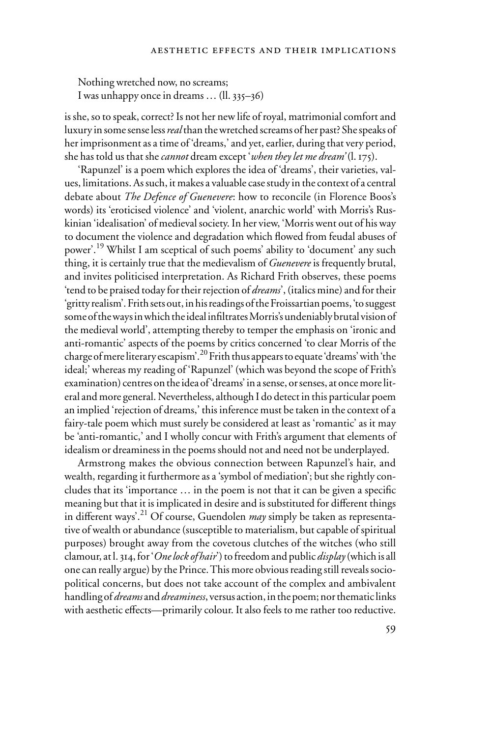Nothing wretched now, no screams;  
I was unhappy once in dreams … (ll. 335–36)

is she, so to speak, correct? Is not her new life of royal, matrimonial comfort and luxury in some sense less *real* than the wretched screams of her past? She speaks of her imprisonment as a time of 'dreams,' and yet, earlier, during that very period, she has told us that she *cannot* dream except '*when they let me dream*' (l. 175).

'Rapunzel' is a poem which explores the idea of 'dreams', their varieties, values, limitations. As such, it makes a valuable case study in the context of a central debate about *The Defence of Guenevere*: how to reconcile (in Florence Boos's words) its 'eroticised violence' and 'violent, anarchic world' with Morris's Ruskinian 'idealisation' of medieval society. In her view, 'Morris went out of his way to document the violence and degradation which flowed from feudal abuses of power'.[19] Whilst I am sceptical of such poems' ability to 'document' any such thing, it is certainly true that the medievalism of *Guenevere* is frequently brutal, and invites politicised interpretation. As Richard Frith observes, these poems 'tend to be praised today for their rejection of *dreams*', (italics mine) and for their 'gritty realism'. Frith sets out, in his readings of the Froissartian poems, 'to suggest some of the ways in which the ideal infiltrates Morris's undeniably brutal vision of the medieval world', attempting thereby to temper the emphasis on 'ironic and anti-romantic' aspects of the poems by critics concerned 'to clear Morris of the charge of mere literary escapism'.[20] Frith thus appears to equate 'dreams' with 'the ideal;' whereas my reading of 'Rapunzel' (which was beyond the scope of Frith's examination) centres on the idea of 'dreams' in a sense, or senses, at once more literal and more general. Nevertheless, although I do detect in this particular poem an implied 'rejection of dreams,' this inference must be taken in the context of a fairy-tale poem which must surely be considered at least as 'romantic' as it may be 'anti-romantic,' and I wholly concur with Frith's argument that elements of idealism or dreaminess in the poems should not and need not be underplayed.

Armstrong makes the obvious connection between Rapunzel's hair, and wealth, regarding it furthermore as a 'symbol of mediation'; but she rightly concludes that its 'importance … in the poem is not that it can be given a specific meaning but that it is implicated in desire and is substituted for different things in different ways'.[21] Of course, Guendolen *may* simply be taken as representative of wealth or abundance (susceptible to materialism, but capable of spiritual purposes) brought away from the covetous clutches of the witches (who still clamour, at l. 314, for '*One lock of hair*') to freedom and public *display* (which is all one can really argue) by the Prince. This more obvious reading still reveals socio-political concerns, but does not take account of the complex and ambivalent handling of *dreams* and *dreaminess*, versus action, in the poem; nor thematic links with aesthetic effects—primarily colour. It also feels to me rather too reductive.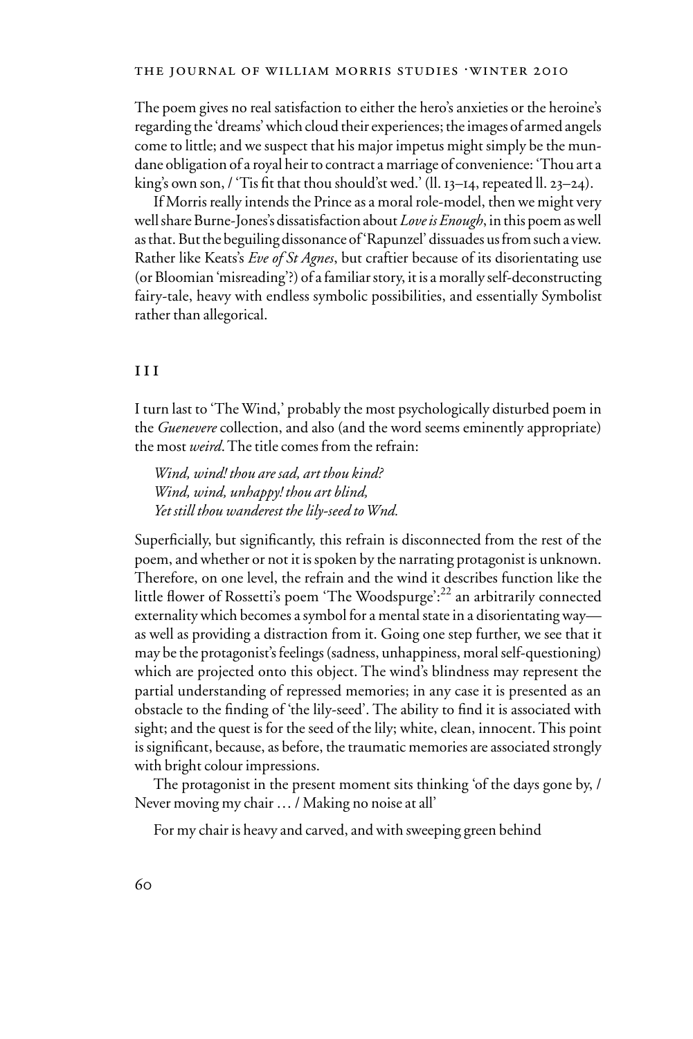The poem gives no real satisfaction to either the hero's anxieties or the heroine's regarding the 'dreams' which cloud their experiences; the images of armed angels come to little; and we suspect that his major impetus might simply be the mundane obligation of a royal heir to contract a marriage of convenience: 'Thou art a king's own son, / 'Tis fit that thou should'st wed.' (ll. 13–14, repeated ll. 23–24).

If Morris really intends the Prince as a moral role-model, then we might very well share Burne-Jones's dissatisfaction about *Love is Enough*, in this poem as well as that. But the beguiling dissonance of 'Rapunzel' dissuades us from such a view. Rather like Keats's *Eve of St Agnes*, but craftier because of its disorientating use (or Bloomian 'misreading'?) of a familiar story, it is a morally self-deconstructing fairy-tale, heavy with endless symbolic possibilities, and essentially Symbolist rather than allegorical.

## III

I turn last to 'The Wind,' probably the most psychologically disturbed poem in the *Guenevere* collection, and also (and the word seems eminently appropriate) the most *weird*. The title comes from the refrain:

> *Wind, wind! thou are sad, art thou kind?*
> *Wind, wind, unhappy! thou art blind,*
> *Yet still thou wanderest the lily-seed to Wnd.*

Superficially, but significantly, this refrain is disconnected from the rest of the poem, and whether or not it is spoken by the narrating protagonist is unknown. Therefore, on one level, the refrain and the wind it describes function like the little flower of Rossetti's poem 'The Woodspurge':[22] an arbitrarily connected externality which becomes a symbol for a mental state in a disorientating way—as well as providing a distraction from it. Going one step further, we see that it may be the protagonist's feelings (sadness, unhappiness, moral self-questioning) which are projected onto this object. The wind's blindness may represent the partial understanding of repressed memories; in any case it is presented as an obstacle to the finding of 'the lily-seed'. The ability to find it is associated with sight; and the quest is for the seed of the lily; white, clean, innocent. This point is significant, because, as before, the traumatic memories are associated strongly with bright colour impressions.

The protagonist in the present moment sits thinking 'of the days gone by, / Never moving my chair … / Making no noise at all'

> For my chair is heavy and carved, and with sweeping green behind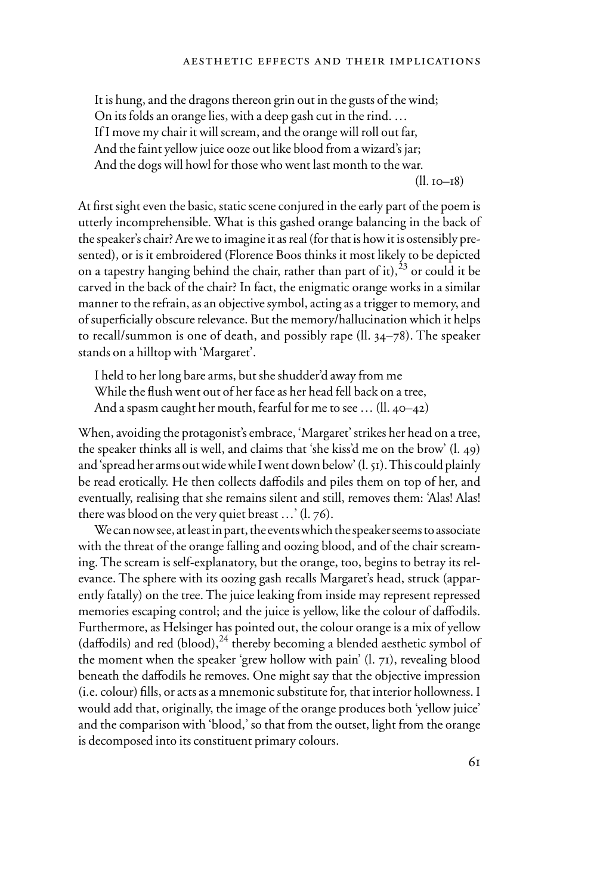> It is hung, and the dragons thereon grin out in the gusts of the wind;
> On its folds an orange lies, with a deep gash cut in the rind. …
> If I move my chair it will scream, and the orange will roll out far,
> And the faint yellow juice ooze out like blood from a wizard's jar;
> And the dogs will howl for those who went last month to the war.
>
> (ll. 10–18)

At first sight even the basic, static scene conjured in the early part of the poem is utterly incomprehensible. What is this gashed orange balancing in the back of the speaker's chair? Are we to imagine it as real (for that is how it is ostensibly presented), or is it embroidered (Florence Boos thinks it most likely to be depicted on a tapestry hanging behind the chair, rather than part of it),[23] or could it be carved in the back of the chair? In fact, the enigmatic orange works in a similar manner to the refrain, as an objective symbol, acting as a trigger to memory, and of superficially obscure relevance. But the memory/hallucination which it helps to recall/summon is one of death, and possibly rape (ll. 34–78). The speaker stands on a hilltop with 'Margaret'.

> I held to her long bare arms, but she shudder'd away from me
> While the flush went out of her face as her head fell back on a tree,
> And a spasm caught her mouth, fearful for me to see … (ll. 40–42)

When, avoiding the protagonist's embrace, 'Margaret' strikes her head on a tree, the speaker thinks all is well, and claims that 'she kiss'd me on the brow' (l. 49) and 'spread her arms out wide while I went down below' (l. 51). This could plainly be read erotically. He then collects daffodils and piles them on top of her, and eventually, realising that she remains silent and still, removes them: 'Alas! Alas! there was blood on the very quiet breast …' (l. 76).

We can now see, at least in part, the events which the speaker seems to associate with the threat of the orange falling and oozing blood, and of the chair screaming. The scream is self-explanatory, but the orange, too, begins to betray its relevance. The sphere with its oozing gash recalls Margaret's head, struck (apparently fatally) on the tree. The juice leaking from inside may represent repressed memories escaping control; and the juice is yellow, like the colour of daffodils. Furthermore, as Helsinger has pointed out, the colour orange is a mix of yellow (daffodils) and red (blood),[24] thereby becoming a blended aesthetic symbol of the moment when the speaker 'grew hollow with pain' (l. 71), revealing blood beneath the daffodils he removes. One might say that the objective impression (i.e. colour) fills, or acts as a mnemonic substitute for, that interior hollowness. I would add that, originally, the image of the orange produces both 'yellow juice' and the comparison with 'blood,' so that from the outset, light from the orange is decomposed into its constituent primary colours.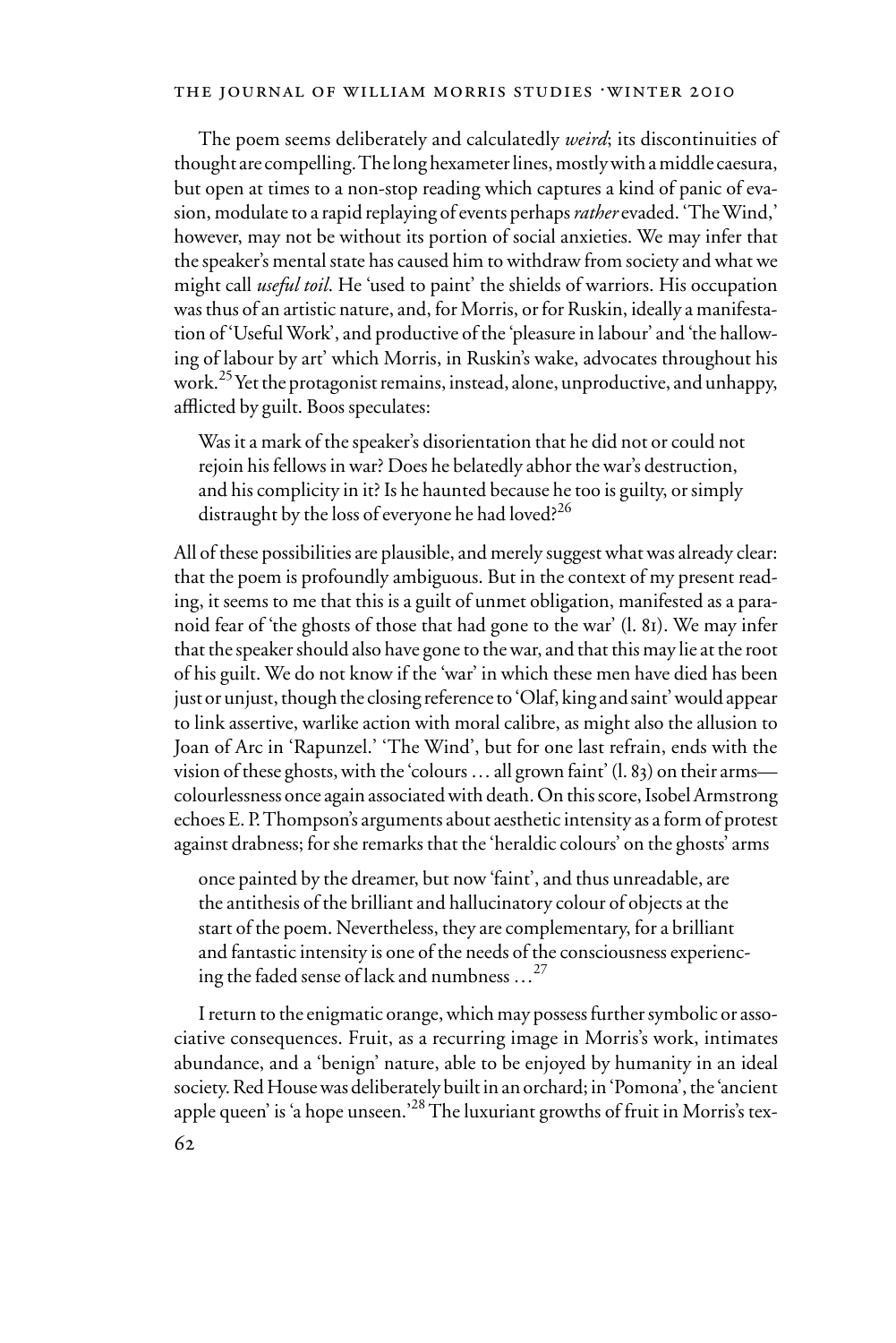The poem seems deliberately and calculatedly *weird*; its discontinuities of thought are compelling. The long hexameter lines, mostly with a middle caesura, but open at times to a non-stop reading which captures a kind of panic of evasion, modulate to a rapid replaying of events perhaps *rather* evaded. 'The Wind,' however, may not be without its portion of social anxieties. We may infer that the speaker's mental state has caused him to withdraw from society and what we might call *useful toil*. He 'used to paint' the shields of warriors. His occupation was thus of an artistic nature, and, for Morris, or for Ruskin, ideally a manifestation of 'Useful Work', and productive of the 'pleasure in labour' and 'the hallowing of labour by art' which Morris, in Ruskin's wake, advocates throughout his work.[25] Yet the protagonist remains, instead, alone, unproductive, and unhappy, afflicted by guilt. Boos speculates:

> Was it a mark of the speaker's disorientation that he did not or could not rejoin his fellows in war? Does he belatedly abhor the war's destruction, and his complicity in it? Is he haunted because he too is guilty, or simply distraught by the loss of everyone he had loved?[26]

All of these possibilities are plausible, and merely suggest what was already clear: that the poem is profoundly ambiguous. But in the context of my present reading, it seems to me that this is a guilt of unmet obligation, manifested as a paranoid fear of 'the ghosts of those that had gone to the war' (l. 81). We may infer that the speaker should also have gone to the war, and that this may lie at the root of his guilt. We do not know if the 'war' in which these men have died has been just or unjust, though the closing reference to 'Olaf, king and saint' would appear to link assertive, warlike action with moral calibre, as might also the allusion to Joan of Arc in 'Rapunzel.' 'The Wind', but for one last refrain, ends with the vision of these ghosts, with the 'colours … all grown faint' (l. 83) on their arms—colourlessness once again associated with death. On this score, Isobel Armstrong echoes E. P. Thompson's arguments about aesthetic intensity as a form of protest against drabness; for she remarks that the 'heraldic colours' on the ghosts' arms

> once painted by the dreamer, but now 'faint', and thus unreadable, are the antithesis of the brilliant and hallucinatory colour of objects at the start of the poem. Nevertheless, they are complementary, for a brilliant and fantastic intensity is one of the needs of the consciousness experiencing the faded sense of lack and numbness …[27]

I return to the enigmatic orange, which may possess further symbolic or associative consequences. Fruit, as a recurring image in Morris's work, intimates abundance, and a 'benign' nature, able to be enjoyed by humanity in an ideal society. Red House was deliberately built in an orchard; in 'Pomona', the 'ancient apple queen' is 'a hope unseen.'[28] The luxuriant growths of fruit in Morris's tex-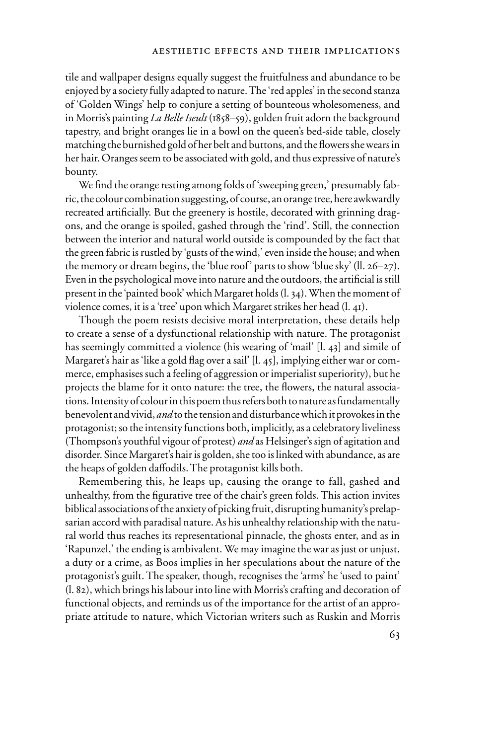tile and wallpaper designs equally suggest the fruitfulness and abundance to be enjoyed by a society fully adapted to nature. The 'red apples' in the second stanza of 'Golden Wings' help to conjure a setting of bounteous wholesomeness, and in Morris's painting *La Belle Iseult* (1858–59), golden fruit adorn the background tapestry, and bright oranges lie in a bowl on the queen's bed-side table, closely matching the burnished gold of her belt and buttons, and the flowers she wears in her hair. Oranges seem to be associated with gold, and thus expressive of nature's bounty.

We find the orange resting among folds of 'sweeping green,' presumably fabric, the colour combination suggesting, of course, an orange tree, here awkwardly recreated artificially. But the greenery is hostile, decorated with grinning dragons, and the orange is spoiled, gashed through the 'rind'. Still, the connection between the interior and natural world outside is compounded by the fact that the green fabric is rustled by 'gusts of the wind,' even inside the house; and when the memory or dream begins, the 'blue roof' parts to show 'blue sky' (ll. 26–27). Even in the psychological move into nature and the outdoors, the artificial is still present in the 'painted book' which Margaret holds (l. 34). When the moment of violence comes, it is a 'tree' upon which Margaret strikes her head (l. 41).

Though the poem resists decisive moral interpretation, these details help to create a sense of a dysfunctional relationship with nature. The protagonist has seemingly committed a violence (his wearing of 'mail' [l. 43] and simile of Margaret's hair as 'like a gold flag over a sail' [l. 45], implying either war or commerce, emphasises such a feeling of aggression or imperialist superiority), but he projects the blame for it onto nature: the tree, the flowers, the natural associations. Intensity of colour in this poem thus refers both to nature as fundamentally benevolent and vivid, *and* to the tension and disturbance which it provokes in the protagonist; so the intensity functions both, implicitly, as a celebratory liveliness (Thompson's youthful vigour of protest) *and* as Helsinger's sign of agitation and disorder. Since Margaret's hair is golden, she too is linked with abundance, as are the heaps of golden daffodils. The protagonist kills both.

Remembering this, he leaps up, causing the orange to fall, gashed and unhealthy, from the figurative tree of the chair's green folds. This action invites biblical associations of the anxiety of picking fruit, disrupting humanity's prelapsarian accord with paradisal nature. As his unhealthy relationship with the natural world thus reaches its representational pinnacle, the ghosts enter, and as in 'Rapunzel,' the ending is ambivalent. We may imagine the war as just or unjust, a duty or a crime, as Boos implies in her speculations about the nature of the protagonist's guilt. The speaker, though, recognises the 'arms' he 'used to paint' (l. 82), which brings his labour into line with Morris's crafting and decoration of functional objects, and reminds us of the importance for the artist of an appropriate attitude to nature, which Victorian writers such as Ruskin and Morris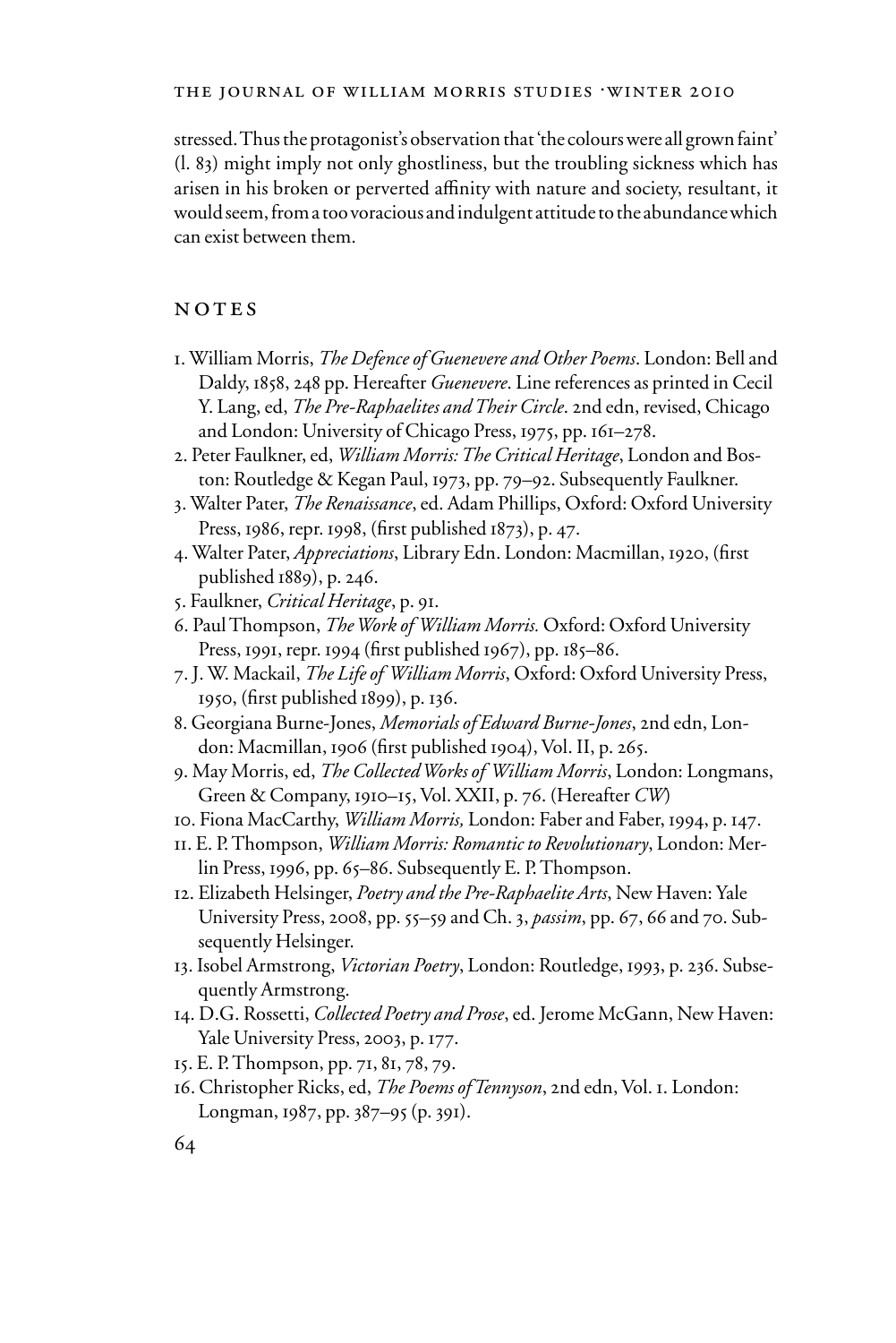stressed. Thus the protagonist's observation that 'the colours were all grown faint' (l. 83) might imply not only ghostliness, but the troubling sickness which has arisen in his broken or perverted affinity with nature and society, resultant, it would seem, from a too voracious and indulgent attitude to the abundance which can exist between them.

## NOTES

1. William Morris, *The Defence of Guenevere and Other Poems*. London: Bell and Daldy, 1858, 248 pp. Hereafter *Guenevere*. Line references as printed in Cecil Y. Lang, ed, *The Pre-Raphaelites and Their Circle*. 2nd edn, revised, Chicago and London: University of Chicago Press, 1975, pp. 161–278.
2. Peter Faulkner, ed, *William Morris: The Critical Heritage*, London and Boston: Routledge & Kegan Paul, 1973, pp. 79–92. Subsequently Faulkner.
3. Walter Pater, *The Renaissance*, ed. Adam Phillips, Oxford: Oxford University Press, 1986, repr. 1998, (first published 1873), p. 47.
4. Walter Pater, *Appreciations*, Library Edn. London: Macmillan, 1920, (first published 1889), p. 246.
5. Faulkner, *Critical Heritage*, p. 91.
6. Paul Thompson, *The Work of William Morris.* Oxford: Oxford University Press, 1991, repr. 1994 (first published 1967), pp. 185–86.
7. J. W. Mackail, *The Life of William Morris*, Oxford: Oxford University Press, 1950, (first published 1899), p. 136.
8. Georgiana Burne-Jones, *Memorials of Edward Burne-Jones*, 2nd edn, London: Macmillan, 1906 (first published 1904), Vol. II, p. 265.
9. May Morris, ed, *The Collected Works of William Morris*, London: Longmans, Green & Company, 1910–15, Vol. XXII, p. 76. (Hereafter *CW*)
10. Fiona MacCarthy, *William Morris,* London: Faber and Faber, 1994, p. 147.
11. E. P. Thompson, *William Morris: Romantic to Revolutionary*, London: Merlin Press, 1996, pp. 65–86. Subsequently E. P. Thompson.
12. Elizabeth Helsinger, *Poetry and the Pre-Raphaelite Arts*, New Haven: Yale University Press, 2008, pp. 55–59 and Ch. 3, *passim*, pp. 67, 66 and 70. Subsequently Helsinger.
13. Isobel Armstrong, *Victorian Poetry*, London: Routledge, 1993, p. 236. Subsequently Armstrong.
14. D.G. Rossetti, *Collected Poetry and Prose*, ed. Jerome McGann, New Haven: Yale University Press, 2003, p. 177.
15. E. P. Thompson, pp. 71, 81, 78, 79.
16. Christopher Ricks, ed, *The Poems of Tennyson*, 2nd edn, Vol. 1. London: Longman, 1987, pp. 387–95 (p. 391).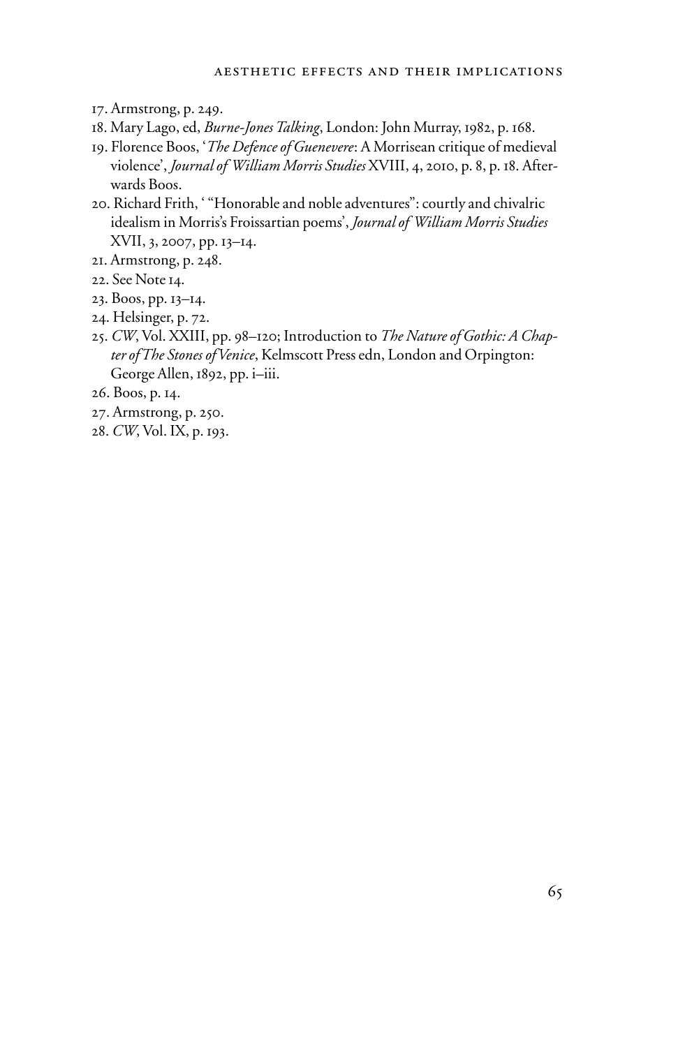17. Armstrong, p. 249.
18. Mary Lago, ed, *Burne-Jones Talking*, London: John Murray, 1982, p. 168.
19. Florence Boos, '*The Defence of Guenevere*: A Morrisean critique of medieval violence', *Journal of William Morris Studies* XVIII, 4, 2010, p. 8, p. 18. Afterwards Boos.
20. Richard Frith, ' "Honorable and noble adventures": courtly and chivalric idealism in Morris's Froissartian poems', *Journal of William Morris Studies* XVII, 3, 2007, pp. 13–14.
21. Armstrong, p. 248.
22. See Note 14.
23. Boos, pp. 13–14.
24. Helsinger, p. 72.
25. *CW*, Vol. XXIII, pp. 98–120; Introduction to *The Nature of Gothic: A Chapter of The Stones of Venice*, Kelmscott Press edn, London and Orpington: George Allen, 1892, pp. i–iii.
26. Boos, p. 14.
27. Armstrong, p. 250.
28. *CW*, Vol. IX, p. 193.